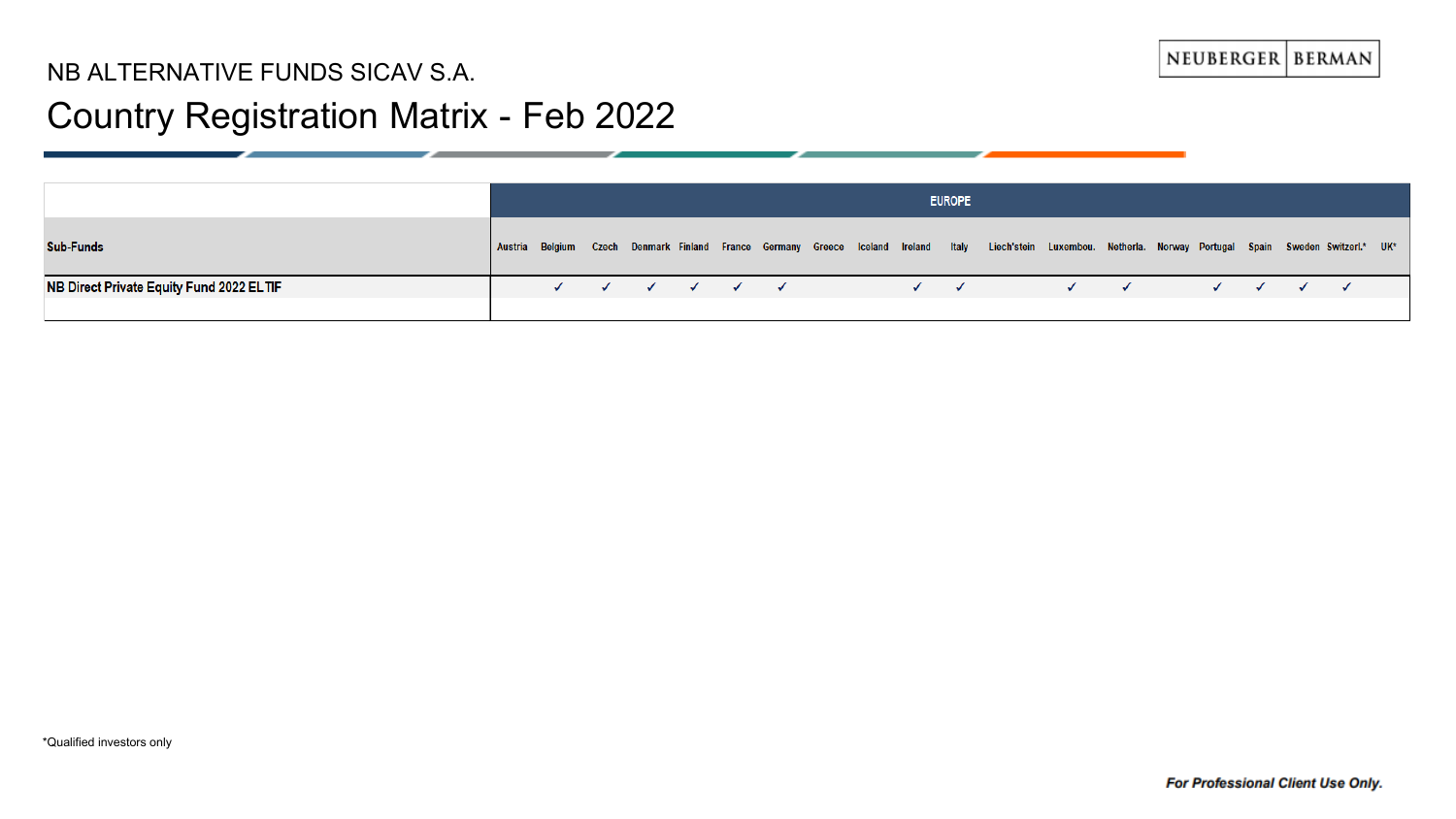NB ALTERNATIVE FUNDS SICAV S.A.

# Country Registration Matrix - Feb 2022

| Sub-Funds | EUROPE | | | | | | | | | | | | | | | | | | | |
|---|---|---|---|---|---|---|---|---|---|---|---|---|---|---|---|---|---|---|---|---|
| | Austria | Belgium | Czech | Denmark | Finland | France | Germany | Greece | Iceland | Ireland | Italy | Liech'stein | Luxembou. | Netherla. | Norway | Portugal | Spain | Sweden | Switzerl.* | UK* |
| NB Direct Private Equity Fund 2022 ELTIF | | ✓ | ✓ | ✓ | ✓ | ✓ | ✓ | | | ✓ | ✓ | | ✓ | ✓ | | ✓ | ✓ | ✓ | ✓ | |

*Qualified investors only

***For Professional Client Use Only.***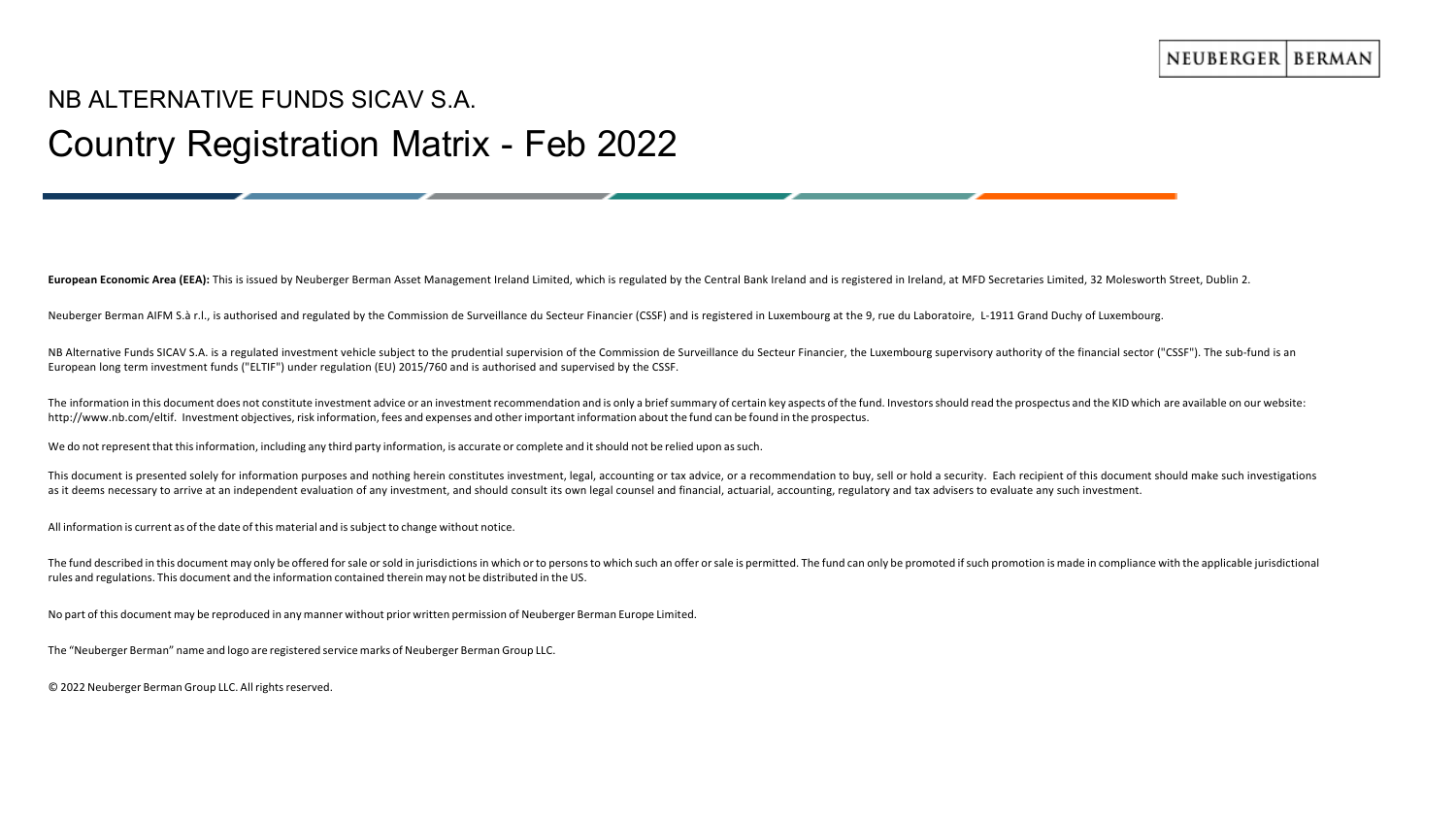NB ALTERNATIVE FUNDS SICAV S.A.

# Country Registration Matrix - Feb 2022

**European Economic Area (EEA):** This is issued by Neuberger Berman Asset Management Ireland Limited, which is regulated by the Central Bank Ireland and is registered in Ireland, at MFD Secretaries Limited, 32 Molesworth Street, Dublin 2.

Neuberger Berman AIFM S.à r.l., is authorised and regulated by the Commission de Surveillance du Secteur Financier (CSSF) and is registered in Luxembourg at the 9, rue du Laboratoire, L-1911 Grand Duchy of Luxembourg.

NB Alternative Funds SICAV S.A. is a regulated investment vehicle subject to the prudential supervision of the Commission de Surveillance du Secteur Financier, the Luxembourg supervisory authority of the financial sector ("CSSF"). The sub-fund is an European long term investment funds ("ELTIF") under regulation (EU) 2015/760 and is authorised and supervised by the CSSF.

The information in this document does not constitute investment advice or an investment recommendation and is only a brief summary of certain key aspects of the fund. Investors should read the prospectus and the KID which are available on our website: http://www.nb.com/eltif. Investment objectives, risk information, fees and expenses and other important information about the fund can be found in the prospectus.

We do not represent that this information, including any third party information, is accurate or complete and it should not be relied upon as such.

This document is presented solely for information purposes and nothing herein constitutes investment, legal, accounting or tax advice, or a recommendation to buy, sell or hold a security. Each recipient of this document should make such investigations as it deems necessary to arrive at an independent evaluation of any investment, and should consult its own legal counsel and financial, actuarial, accounting, regulatory and tax advisers to evaluate any such investment.

All information is current as of the date of this material and is subject to change without notice.

The fund described in this document may only be offered for sale or sold in jurisdictions in which or to persons to which such an offer or sale is permitted. The fund can only be promoted if such promotion is made in compliance with the applicable jurisdictional rules and regulations. This document and the information contained therein may not be distributed in the US.

No part of this document may be reproduced in any manner without prior written permission of Neuberger Berman Europe Limited.

The "Neuberger Berman" name and logo are registered service marks of Neuberger Berman Group LLC.

© 2022 Neuberger Berman Group LLC. All rights reserved.